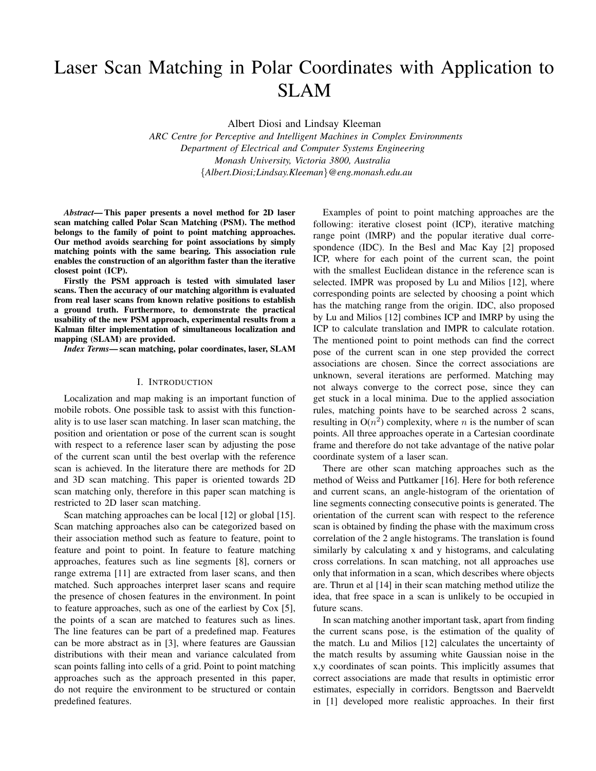# Laser Scan Matching in Polar Coordinates with Application to SLAM

Albert Diosi and Lindsay Kleeman

*ARC Centre for Perceptive and Intelligent Machines in Complex Environments*
*Department of Electrical and Computer Systems Engineering*
*Monash University, Victoria 3800, Australia*
*{Albert.Diosi;Lindsay.Kleeman}@eng.monash.edu.au*

***Abstract*— This paper presents a novel method for 2D laser scan matching called Polar Scan Matching (PSM). The method belongs to the family of point to point matching approaches. Our method avoids searching for point associations by simply matching points with the same bearing. This association rule enables the construction of an algorithm faster than the iterative closest point (ICP).**

**Firstly the PSM approach is tested with simulated laser scans. Then the accuracy of our matching algorithm is evaluated from real laser scans from known relative positions to establish a ground truth. Furthermore, to demonstrate the practical usability of the new PSM approach, experimental results from a Kalman filter implementation of simultaneous localization and mapping (SLAM) are provided.**

***Index Terms*— scan matching, polar coordinates, laser, SLAM**

## I. Introduction

Localization and map making is an important function of mobile robots. One possible task to assist with this functionality is to use laser scan matching. In laser scan matching, the position and orientation or pose of the current scan is sought with respect to a reference laser scan by adjusting the pose of the current scan until the best overlap with the reference scan is achieved. In the literature there are methods for 2D and 3D scan matching. This paper is oriented towards 2D scan matching only, therefore in this paper scan matching is restricted to 2D laser scan matching.

Scan matching approaches can be local [12] or global [15]. Scan matching approaches also can be categorized based on their association method such as feature to feature, point to feature and point to point. In feature to feature matching approaches, features such as line segments [8], corners or range extrema [11] are extracted from laser scans, and then matched. Such approaches interpret laser scans and require the presence of chosen features in the environment. In point to feature approaches, such as one of the earliest by Cox [5], the points of a scan are matched to features such as lines. The line features can be part of a predefined map. Features can be more abstract as in [3], where features are Gaussian distributions with their mean and variance calculated from scan points falling into cells of a grid. Point to point matching approaches such as the approach presented in this paper, do not require the environment to be structured or contain predefined features.

Examples of point to point matching approaches are the following: iterative closest point (ICP), iterative matching range point (IMRP) and the popular iterative dual correspondence (IDC). In the Besl and Mac Kay [2] proposed ICP, where for each point of the current scan, the point with the smallest Euclidean distance in the reference scan is selected. IMPR was proposed by Lu and Milios [12], where corresponding points are selected by choosing a point which has the matching range from the origin. IDC, also proposed by Lu and Milios [12] combines ICP and IMRP by using the ICP to calculate translation and IMPR to calculate rotation. The mentioned point to point methods can find the correct pose of the current scan in one step provided the correct associations are chosen. Since the correct associations are unknown, several iterations are performed. Matching may not always converge to the correct pose, since they can get stuck in a local minima. Due to the applied association rules, matching points have to be searched across 2 scans, resulting in O($n^2$) complexity, where $n$ is the number of scan points. All three approaches operate in a Cartesian coordinate frame and therefore do not take advantage of the native polar coordinate system of a laser scan.

There are other scan matching approaches such as the method of Weiss and Puttkamer [16]. Here for both reference and current scans, an angle-histogram of the orientation of line segments connecting consecutive points is generated. The orientation of the current scan with respect to the reference scan is obtained by finding the phase with the maximum cross correlation of the 2 angle histograms. The translation is found similarly by calculating x and y histograms, and calculating cross correlations. In scan matching, not all approaches use only that information in a scan, which describes where objects are. Thrun et al [14] in their scan matching method utilize the idea, that free space in a scan is unlikely to be occupied in future scans.

In scan matching another important task, apart from finding the current scans pose, is the estimation of the quality of the match. Lu and Milios [12] calculates the uncertainty of the match results by assuming white Gaussian noise in the x,y coordinates of scan points. This implicitly assumes that correct associations are made that results in optimistic error estimates, especially in corridors. Bengtsson and Baerveldt in [1] developed more realistic approaches. In their first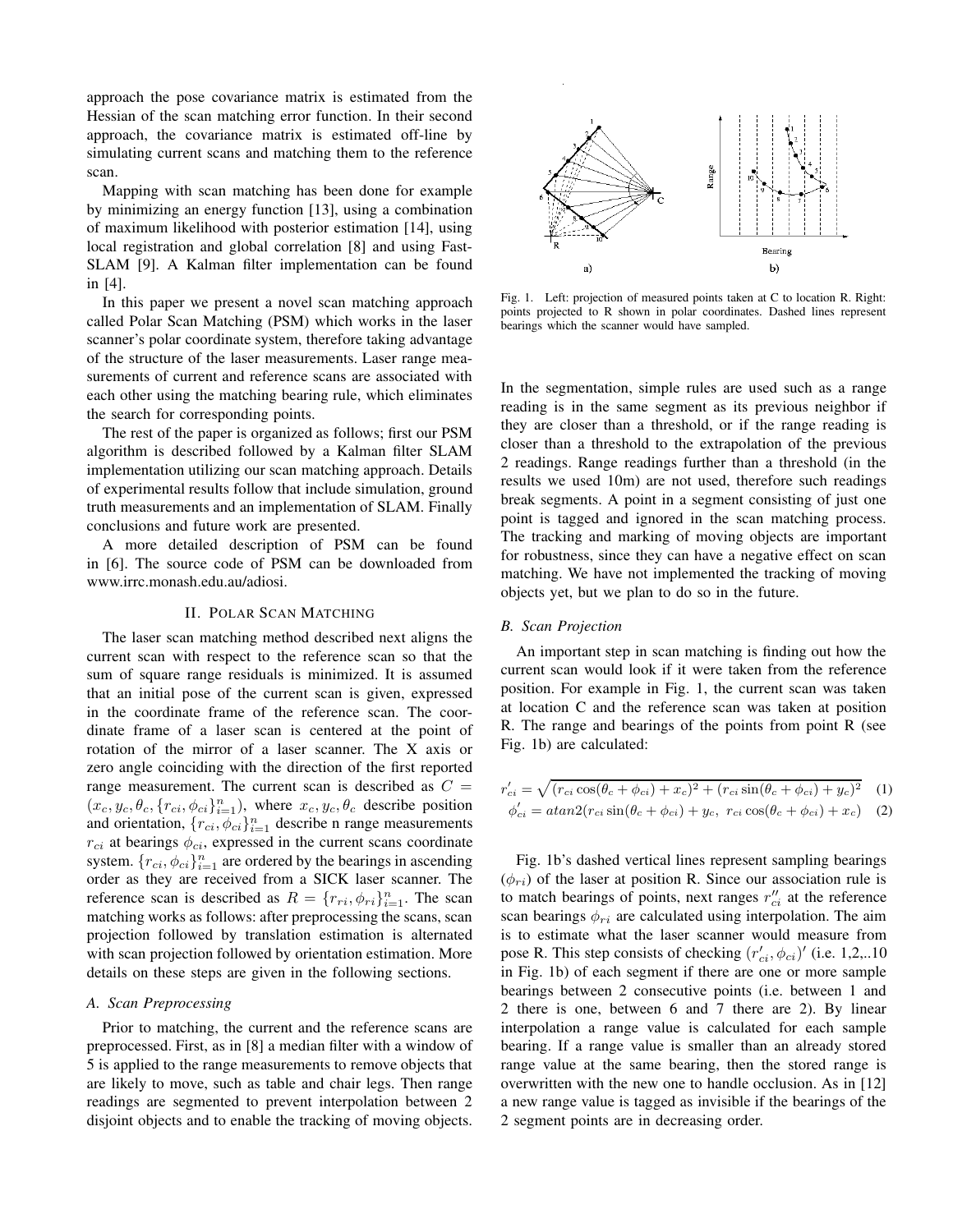approach the pose covariance matrix is estimated from the Hessian of the scan matching error function. In their second approach, the covariance matrix is estimated off-line by simulating current scans and matching them to the reference scan.

Mapping with scan matching has been done for example by minimizing an energy function [13], using a combination of maximum likelihood with posterior estimation [14], using local registration and global correlation [8] and using Fast-SLAM [9]. A Kalman filter implementation can be found in [4].

In this paper we present a novel scan matching approach called Polar Scan Matching (PSM) which works in the laser scanner's polar coordinate system, therefore taking advantage of the structure of the laser measurements. Laser range measurements of current and reference scans are associated with each other using the matching bearing rule, which eliminates the search for corresponding points.

The rest of the paper is organized as follows; first our PSM algorithm is described followed by a Kalman filter SLAM implementation utilizing our scan matching approach. Details of experimental results follow that include simulation, ground truth measurements and an implementation of SLAM. Finally conclusions and future work are presented.

A more detailed description of PSM can be found in [6]. The source code of PSM can be downloaded from www.irrc.monash.edu.au/adiosi.

## II. Polar Scan Matching

The laser scan matching method described next aligns the current scan with respect to the reference scan so that the sum of square range residuals is minimized. It is assumed that an initial pose of the current scan is given, expressed in the coordinate frame of the reference scan. The coordinate frame of a laser scan is centered at the point of rotation of the mirror of a laser scanner. The X axis or zero angle coinciding with the direction of the first reported range measurement. The current scan is described as $C = (x_c, y_c, \theta_c, \{r_{ci}, \phi_{ci}\}_{i=1}^{n})$, where $x_c, y_c, \theta_c$ describe position and orientation, $\{r_{ci}, \phi_{ci}\}_{i=1}^{n}$ describe n range measurements $r_{ci}$ at bearings $\phi_{ci}$, expressed in the current scans coordinate system. $\{r_{ci}, \phi_{ci}\}_{i=1}^{n}$ are ordered by the bearings in ascending order as they are received from a SICK laser scanner. The reference scan is described as $R = \{r_{ri}, \phi_{ri}\}_{i=1}^{n}$. The scan matching works as follows: after preprocessing the scans, scan projection followed by translation estimation is alternated with scan projection followed by orientation estimation. More details on these steps are given in the following sections.

### A. Scan Preprocessing

Prior to matching, the current and the reference scans are preprocessed. First, as in [8] a median filter with a window of 5 is applied to the range measurements to remove objects that are likely to move, such as table and chair legs. Then range readings are segmented to prevent interpolation between 2 disjoint objects and to enable the tracking of moving objects.

Fig. 1. Left: projection of measured points taken at C to location R. Right: points projected to R shown in polar coordinates. Dashed lines represent bearings which the scanner would have sampled.

In the segmentation, simple rules are used such as a range reading is in the same segment as its previous neighbor if they are closer than a threshold, or if the range reading is closer than a threshold to the extrapolation of the previous 2 readings. Range readings further than a threshold (in the results we used 10m) are not used, therefore such readings break segments. A point in a segment consisting of just one point is tagged and ignored in the scan matching process. The tracking and marking of moving objects are important for robustness, since they can have a negative effect on scan matching. We have not implemented the tracking of moving objects yet, but we plan to do so in the future.

### B. Scan Projection

An important step in scan matching is finding out how the current scan would look if it were taken from the reference position. For example in Fig. 1, the current scan was taken at location C and the reference scan was taken at position R. The range and bearings of the points from point R (see Fig. 1b) are calculated:

$$r'_{ci} = \sqrt{(r_{ci}\cos(\theta_c + \phi_{ci}) + x_c)^2 + (r_{ci}\sin(\theta_c + \phi_{ci}) + y_c)^2} \quad (1)$$

$$\phi'_{ci} = atan2(r_{ci}\sin(\theta_c + \phi_{ci}) + y_c,\ r_{ci}\cos(\theta_c + \phi_{ci}) + x_c) \quad (2)$$

Fig. 1b's dashed vertical lines represent sampling bearings ($\phi_{ri}$) of the laser at position R. Since our association rule is to match bearings of points, next ranges $r''_{ci}$ at the reference scan bearings $\phi_{ri}$ are calculated using interpolation. The aim is to estimate what the laser scanner would measure from pose R. This step consists of checking $(r'_{ci}, \phi_{ci})'$ (i.e. 1,2,..10 in Fig. 1b) of each segment if there are one or more sample bearings between 2 consecutive points (i.e. between 1 and 2 there is one, between 6 and 7 there are 2). By linear interpolation a range value is calculated for each sample bearing. If a range value is smaller than an already stored range value at the same bearing, then the stored range is overwritten with the new one to handle occlusion. As in [12] a new range value is tagged as invisible if the bearings of the 2 segment points are in decreasing order.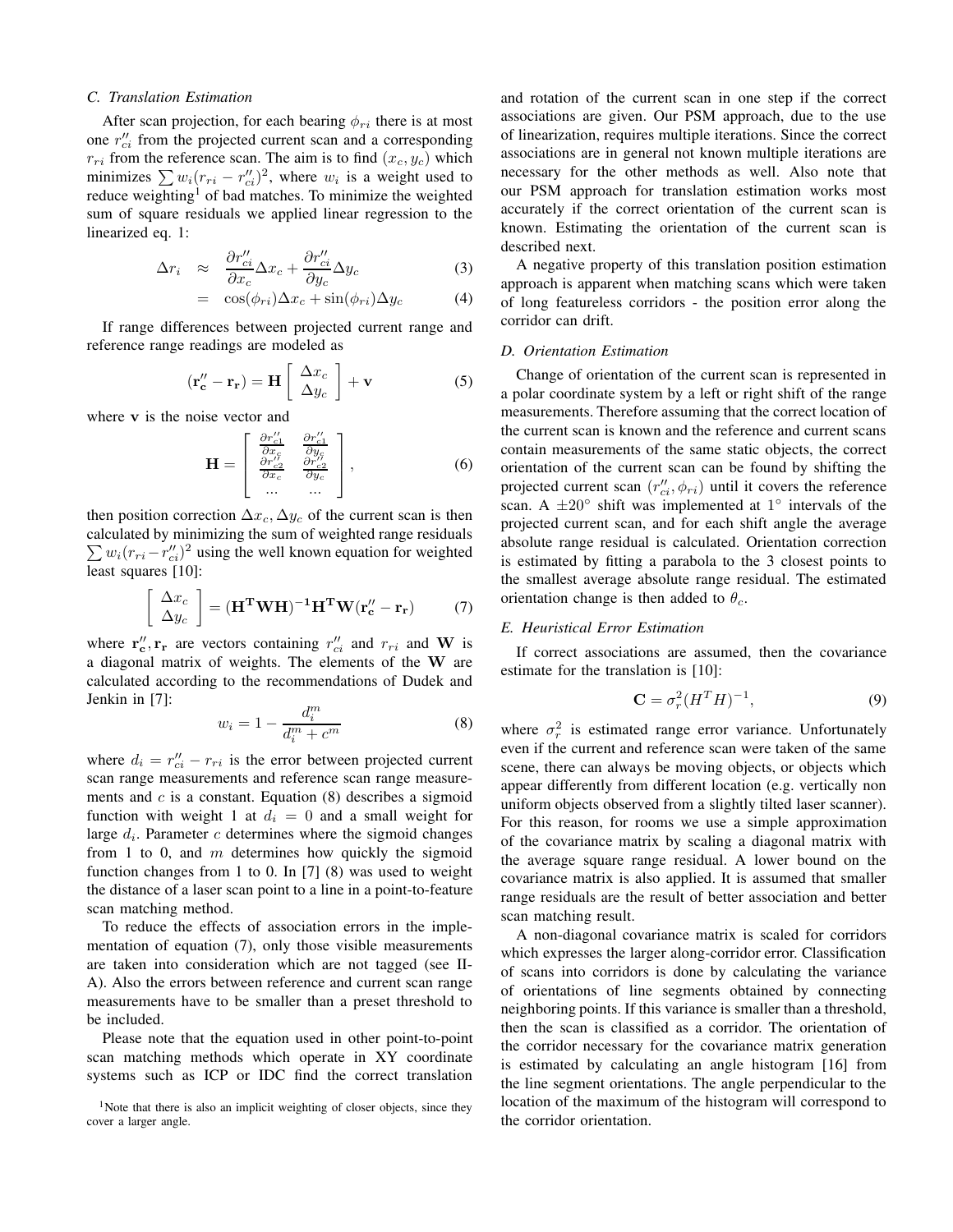### C. Translation Estimation

After scan projection, for each bearing $\phi_{ri}$ there is at most one $r''_{ci}$ from the projected current scan and a corresponding $r_{ri}$ from the reference scan. The aim is to find $(x_c, y_c)$ which minimizes $\sum w_i(r_{ri} - r''_{ci})^2$, where $w_i$ is a weight used to reduce weighting[1] of bad matches. To minimize the weighted sum of square residuals we applied linear regression to the linearized eq. 1:

$$\Delta r_i \approx \frac{\partial r''_{ci}}{\partial x_c}\Delta x_c + \frac{\partial r''_{ci}}{\partial y_c}\Delta y_c \tag{3}$$

$$= \cos(\phi_{ri})\Delta x_c + \sin(\phi_{ri})\Delta y_c \tag{4}$$

If range differences between projected current range and reference range readings are modeled as

$$(\mathbf{r''_c} - \mathbf{r_r}) = \mathbf{H}\begin{bmatrix} \Delta x_c \\ \Delta y_c \end{bmatrix} + \mathbf{v} \tag{5}$$

where $\mathbf{v}$ is the noise vector and

$$\mathbf{H} = \begin{bmatrix} \frac{\partial r''_{c1}}{\partial x_c} & \frac{\partial r''_{c1}}{\partial y_c} \\ \frac{\partial r''_{c2}}{\partial x_c} & \frac{\partial r''_{c2}}{\partial y_c} \\ \ldots & \ldots \end{bmatrix}, \tag{6}$$

then position correction $\Delta x_c, \Delta y_c$ of the current scan is then calculated by minimizing the sum of weighted range residuals $\sum w_i(r_{ri} - r''_{ci})^2$ using the well known equation for weighted least squares [10]:

$$\begin{bmatrix} \Delta x_c \\ \Delta y_c \end{bmatrix} = (\mathbf{H^T W H})^{-1}\mathbf{H^T W}(\mathbf{r''_c} - \mathbf{r_r}) \tag{7}$$

where $\mathbf{r''_c}, \mathbf{r_r}$ are vectors containing $r''_{ci}$ and $r_{ri}$ and $\mathbf{W}$ is a diagonal matrix of weights. The elements of the $\mathbf{W}$ are calculated according to the recommendations of Dudek and Jenkin in [7]:

$$w_i = 1 - \frac{d_i^m}{d_i^m + c^m} \tag{8}$$

where $d_i = r''_{ci} - r_{ri}$ is the error between projected current scan range measurements and reference scan range measurements and $c$ is a constant. Equation (8) describes a sigmoid function with weight 1 at $d_i = 0$ and a small weight for large $d_i$. Parameter $c$ determines where the sigmoid changes from 1 to 0, and $m$ determines how quickly the sigmoid function changes from 1 to 0. In [7] (8) was used to weight the distance of a laser scan point to a line in a point-to-feature scan matching method.

To reduce the effects of association errors in the implementation of equation (7), only those visible measurements are taken into consideration which are not tagged (see II-A). Also the errors between reference and current scan range measurements have to be smaller than a preset threshold to be included.

Please note that the equation used in other point-to-point scan matching methods which operate in XY coordinate systems such as ICP or IDC find the correct translation and rotation of the current scan in one step if the correct associations are given. Our PSM approach, due to the use of linearization, requires multiple iterations. Since the correct associations are in general not known multiple iterations are necessary for the other methods as well. Also note that our PSM approach for translation estimation works most accurately if the correct orientation of the current scan is known. Estimating the orientation of the current scan is described next.

A negative property of this translation position estimation approach is apparent when matching scans which were taken of long featureless corridors - the position error along the corridor can drift.

[1] Note that there is also an implicit weighting of closer objects, since they cover a larger angle.

### D. Orientation Estimation

Change of orientation of the current scan is represented in a polar coordinate system by a left or right shift of the range measurements. Therefore assuming that the correct location of the current scan is known and the reference and current scans contain measurements of the same static objects, the correct orientation of the current scan can be found by shifting the projected current scan $(r''_{ci}, \phi_{ri})$ until it covers the reference scan. A $\pm 20^\circ$ shift was implemented at $1^\circ$ intervals of the projected current scan, and for each shift angle the average absolute range residual is calculated. Orientation correction is estimated by fitting a parabola to the 3 closest points to the smallest average absolute range residual. The estimated orientation change is then added to $\theta_c$.

### E. Heuristical Error Estimation

If correct associations are assumed, then the covariance estimate for the translation is [10]:

$$\mathbf{C} = \sigma_r^2 (H^T H)^{-1}, \tag{9}$$

where $\sigma_r^2$ is estimated range error variance. Unfortunately even if the current and reference scan were taken of the same scene, there can always be moving objects, or objects which appear differently from different location (e.g. vertically non uniform objects observed from a slightly tilted laser scanner). For this reason, for rooms we use a simple approximation of the covariance matrix by scaling a diagonal matrix with the average square range residual. A lower bound on the covariance matrix is also applied. It is assumed that smaller range residuals are the result of better association and better scan matching result.

A non-diagonal covariance matrix is scaled for corridors which expresses the larger along-corridor error. Classification of scans into corridors is done by calculating the variance of orientations of line segments obtained by connecting neighboring points. If this variance is smaller than a threshold, then the scan is classified as a corridor. The orientation of the corridor necessary for the covariance matrix generation is estimated by calculating an angle histogram [16] from the line segment orientations. The angle perpendicular to the location of the maximum of the histogram will correspond to the corridor orientation.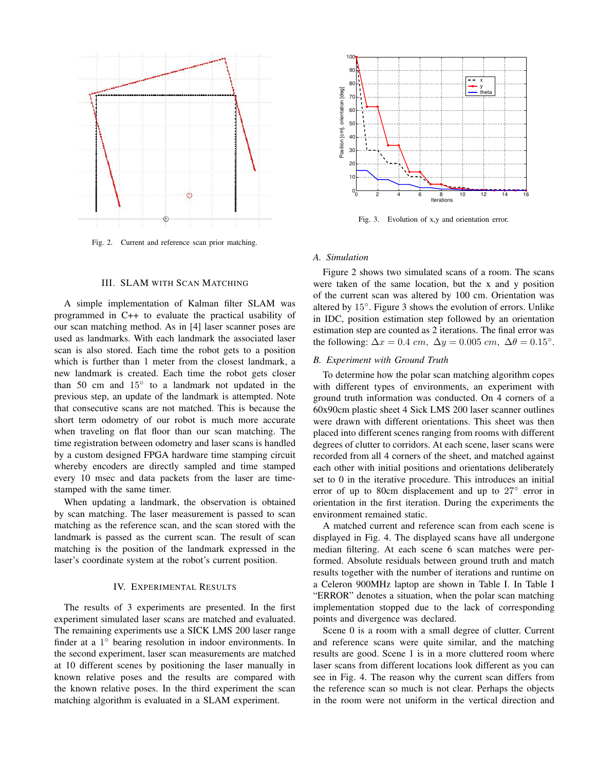Fig. 2. Current and reference scan prior matching.

Fig. 3. Evolution of x,y and orientation error.

## III. SLAM WITH SCAN MATCHING

A simple implementation of Kalman filter SLAM was programmed in C++ to evaluate the practical usability of our scan matching method. As in [4] laser scanner poses are used as landmarks. With each landmark the associated laser scan is also stored. Each time the robot gets to a position which is further than 1 meter from the closest landmark, a new landmark is created. Each time the robot gets closer than 50 cm and 15° to a landmark not updated in the previous step, an update of the landmark is attempted. Note that consecutive scans are not matched. This is because the short term odometry of our robot is much more accurate when traveling on flat floor than our scan matching. The time registration between odometry and laser scans is handled by a custom designed FPGA hardware time stamping circuit whereby encoders are directly sampled and time stamped every 10 msec and data packets from the laser are time-stamped with the same timer.

When updating a landmark, the observation is obtained by scan matching. The laser measurement is passed to scan matching as the reference scan, and the scan stored with the landmark is passed as the current scan. The result of scan matching is the position of the landmark expressed in the laser's coordinate system at the robot's current position.

## IV. EXPERIMENTAL RESULTS

The results of 3 experiments are presented. In the first experiment simulated laser scans are matched and evaluated. The remaining experiments use a SICK LMS 200 laser range finder at a 1° bearing resolution in indoor environments. In the second experiment, laser scan measurements are matched at 10 different scenes by positioning the laser manually in known relative poses and the results are compared with the known relative poses. In the third experiment the scan matching algorithm is evaluated in a SLAM experiment.

### A. Simulation

Figure 2 shows two simulated scans of a room. The scans were taken of the same location, but the x and y position of the current scan was altered by 100 cm. Orientation was altered by 15°. Figure 3 shows the evolution of errors. Unlike in IDC, position estimation step followed by an orientation estimation step are counted as 2 iterations. The final error was the following: $\Delta x = 0.4\ cm,\ \Delta y = 0.005\ cm,\ \Delta\theta = 0.15°$.

### B. Experiment with Ground Truth

To determine how the polar scan matching algorithm copes with different types of environments, an experiment with ground truth information was conducted. On 4 corners of a 60x90cm plastic sheet 4 Sick LMS 200 laser scanner outlines were drawn with different orientations. This sheet was then placed into different scenes ranging from rooms with different degrees of clutter to corridors. At each scene, laser scans were recorded from all 4 corners of the sheet, and matched against each other with initial positions and orientations deliberately set to 0 in the iterative procedure. This introduces an initial error of up to 80cm displacement and up to 27° error in orientation in the first iteration. During the experiments the environment remained static.

A matched current and reference scan from each scene is displayed in Fig. 4. The displayed scans have all undergone median filtering. At each scene 6 scan matches were performed. Absolute residuals between ground truth and match results together with the number of iterations and runtime on a Celeron 900MHz laptop are shown in Table I. In Table I "ERROR" denotes a situation, when the polar scan matching implementation stopped due to the lack of corresponding points and divergence was declared.

Scene 0 is a room with a small degree of clutter. Current and reference scans were quite similar, and the matching results are good. Scene 1 is in a more cluttered room where laser scans from different locations look different as you can see in Fig. 4. The reason why the current scan differs from the reference scan so much is not clear. Perhaps the objects in the room were not uniform in the vertical direction and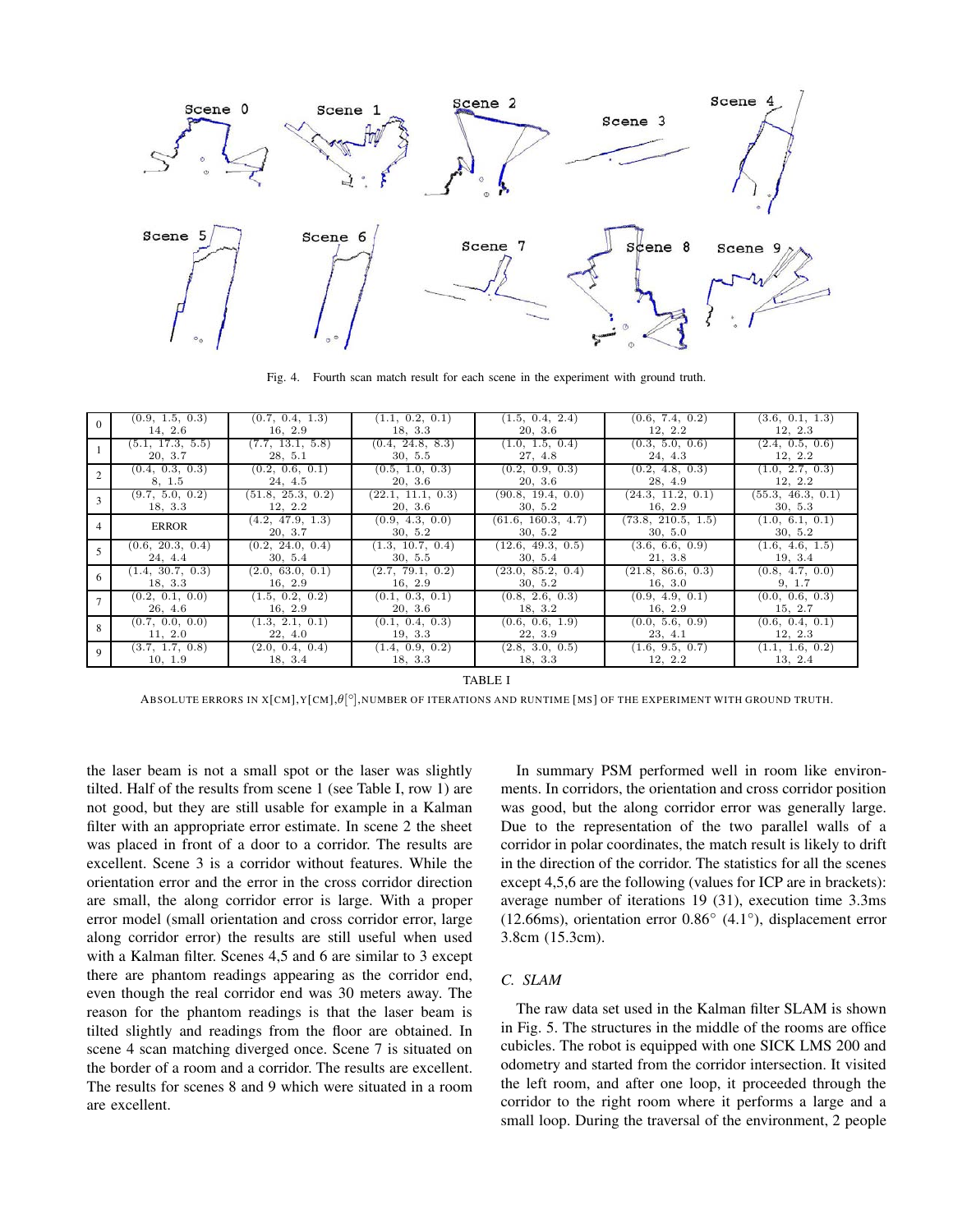Fig. 4. Fourth scan match result for each scene in the experiment with ground truth.

| | | | | | | |
|---|---|---|---|---|---|---|
| 0 | (0.9, 1.5, 0.3)<br>14, 2.6 | (0.7, 0.4, 1.3)<br>16, 2.9 | (1.1, 0.2, 0.1)<br>18, 3.3 | (1.5, 0.4, 2.4)<br>20, 3.6 | (0.6, 7.4, 0.2)<br>12, 2.2 | (3.6, 0.1, 1.3)<br>12, 2.3 |
| 1 | (5.1, 17.3, 5.5)<br>20, 3.7 | (7.7, 13.1, 5.8)<br>28, 5.1 | (0.4, 24.8, 8.3)<br>30, 5.5 | (1.0, 1.5, 0.4)<br>27, 4.8 | (0.3, 5.0, 0.6)<br>24, 4.3 | (2.4, 0.5, 0.6)<br>12, 2.2 |
| 2 | (0.4, 0.3, 0.3)<br>8, 1.5 | (0.2, 0.6, 0.1)<br>24, 4.5 | (0.5, 1.0, 0.3)<br>20, 3.6 | (0.2, 0.9, 0.3)<br>20, 3.6 | (0.2, 4.8, 0.3)<br>28, 4.9 | (1.0, 2.7, 0.3)<br>12, 2.2 |
| 3 | (9.7, 5.0, 0.2)<br>18, 3.3 | (51.8, 25.3, 0.2)<br>12, 2.2 | (22.1, 11.1, 0.3)<br>20, 3.6 | (90.8, 19.4, 0.0)<br>30, 5.2 | (24.3, 11.2, 0.1)<br>16, 2.9 | (55.3, 46.3, 0.1)<br>30, 5.3 |
| 4 | ERROR | (4.2, 47.9, 1.3)<br>20, 3.7 | (0.9, 4.3, 0.0)<br>30, 5.2 | (61.6, 160.3, 4.7)<br>30, 5.2 | (73.8, 210.5, 1.5)<br>30, 5.0 | (1.0, 6.1, 0.1)<br>30, 5.2 |
| 5 | (0.6, 20.3, 0.4)<br>24, 4.4 | (0.2, 24.0, 0.4)<br>30, 5.4 | (1.3, 10.7, 0.4)<br>30, 5.5 | (12.6, 49.3, 0.5)<br>30, 5.4 | (3.6, 6.6, 0.9)<br>21, 3.8 | (1.6, 4.6, 1.5)<br>19, 3.4 |
| 6 | (1.4, 30.7, 0.3)<br>18, 3.3 | (2.0, 63.0, 0.1)<br>16, 2.9 | (2.7, 79.1, 0.2)<br>16, 2.9 | (23.0, 85.2, 0.4)<br>30, 5.2 | (21.8, 86.6, 0.3)<br>16, 3.0 | (0.8, 4.7, 0.0)<br>9, 1.7 |
| 7 | (0.2, 0.1, 0.0)<br>26, 4.6 | (1.5, 0.2, 0.2)<br>16, 2.9 | (0.1, 0.3, 0.1)<br>20, 3.6 | (0.8, 2.6, 0.3)<br>18, 3.2 | (0.9, 4.9, 0.1)<br>16, 2.9 | (0.0, 0.6, 0.3)<br>15, 2.7 |
| 8 | (0.7, 0.0, 0.0)<br>11, 2.0 | (1.3, 2.1, 0.1)<br>22, 4.0 | (0.1, 0.4, 0.3)<br>19, 3.3 | (0.6, 0.6, 1.9)<br>22, 3.9 | (0.0, 5.6, 0.9)<br>23, 4.1 | (0.6, 0.4, 0.1)<br>12, 2.3 |
| 9 | (3.7, 1.7, 0.8)<br>10, 1.9 | (2.0, 0.4, 0.4)<br>18, 3.4 | (1.4, 0.9, 0.2)<br>18, 3.3 | (2.8, 3.0, 0.5)<br>18, 3.3 | (1.6, 9.5, 0.7)<br>12, 2.2 | (1.1, 1.6, 0.2)<br>13, 2.4 |

TABLE I

ABSOLUTE ERRORS IN X[CM],Y[CM],$\theta$[$^\circ$],NUMBER OF ITERATIONS AND RUNTIME [MS] OF THE EXPERIMENT WITH GROUND TRUTH.

the laser beam is not a small spot or the laser was slightly tilted. Half of the results from scene 1 (see Table I, row 1) are not good, but they are still usable for example in a Kalman filter with an appropriate error estimate. In scene 2 the sheet was placed in front of a door to a corridor. The results are excellent. Scene 3 is a corridor without features. While the orientation error and the error in the cross corridor direction are small, the along corridor error is large. With a proper error model (small orientation and cross corridor error, large along corridor error) the results are still useful when used with a Kalman filter. Scenes 4,5 and 6 are similar to 3 except there are phantom readings appearing as the corridor end, even though the real corridor end was 30 meters away. The reason for the phantom readings is that the laser beam is tilted slightly and readings from the floor are obtained. In scene 4 scan matching diverged once. Scene 7 is situated on the border of a room and a corridor. The results are excellent. The results for scenes 8 and 9 which were situated in a room are excellent.

In summary PSM performed well in room like environments. In corridors, the orientation and cross corridor position was good, but the along corridor error was generally large. Due to the representation of the two parallel walls of a corridor in polar coordinates, the match result is likely to drift in the direction of the corridor. The statistics for all the scenes except 4,5,6 are the following (values for ICP are in brackets): average number of iterations 19 (31), execution time 3.3ms (12.66ms), orientation error 0.86$^\circ$ (4.1$^\circ$), displacement error 3.8cm (15.3cm).

### C. SLAM

The raw data set used in the Kalman filter SLAM is shown in Fig. 5. The structures in the middle of the rooms are office cubicles. The robot is equipped with one SICK LMS 200 and odometry and started from the corridor intersection. It visited the left room, and after one loop, it proceeded through the corridor to the right room where it performs a large and a small loop. During the traversal of the environment, 2 people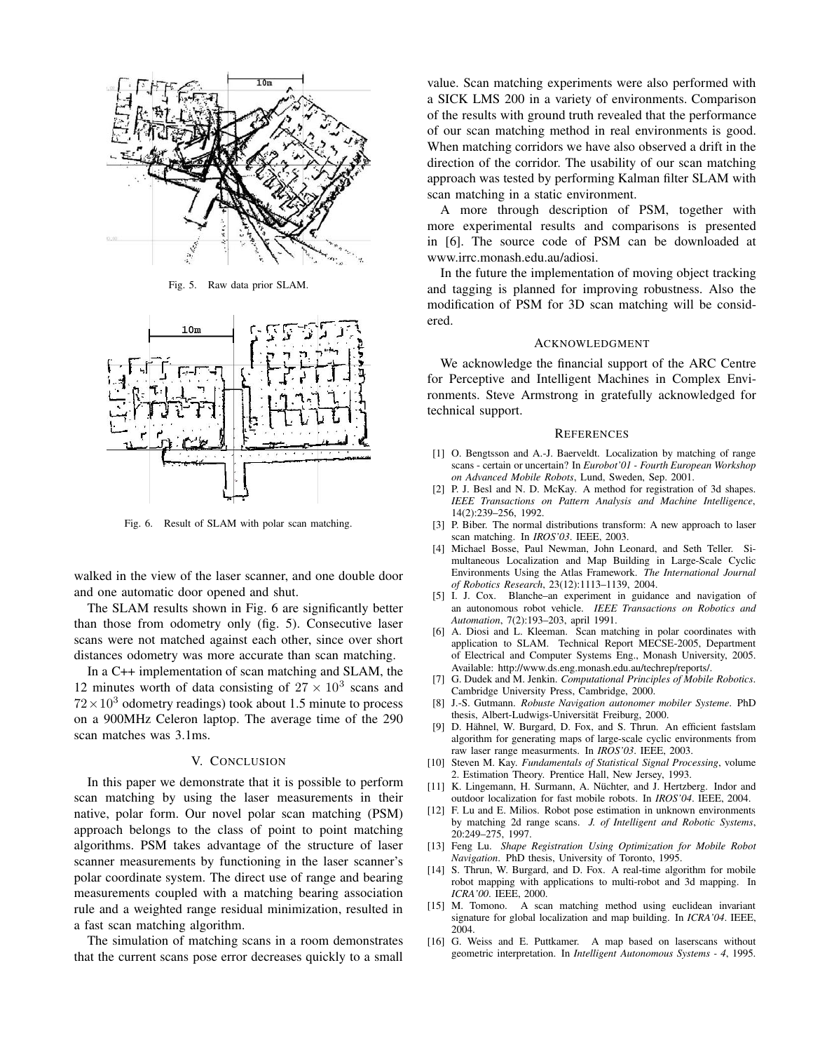10m

Fig. 5. Raw data prior SLAM.

10m

Fig. 6. Result of SLAM with polar scan matching.

walked in the view of the laser scanner, and one double door and one automatic door opened and shut.

The SLAM results shown in Fig. 6 are significantly better than those from odometry only (fig. 5). Consecutive laser scans were not matched against each other, since over short distances odometry was more accurate than scan matching.

In a C++ implementation of scan matching and SLAM, the 12 minutes worth of data consisting of $27 \times 10^3$ scans and $72 \times 10^3$ odometry readings) took about 1.5 minute to process on a 900MHz Celeron laptop. The average time of the 290 scan matches was 3.1ms.

## V. CONCLUSION

In this paper we demonstrate that it is possible to perform scan matching by using the laser measurements in their native, polar form. Our novel polar scan matching (PSM) approach belongs to the class of point to point matching algorithms. PSM takes advantage of the structure of laser scanner measurements by functioning in the laser scanner's polar coordinate system. The direct use of range and bearing measurements coupled with a matching bearing association rule and a weighted range residual minimization, resulted in a fast scan matching algorithm.

The simulation of matching scans in a room demonstrates that the current scans pose error decreases quickly to a small value. Scan matching experiments were also performed with a SICK LMS 200 in a variety of environments. Comparison of the results with ground truth revealed that the performance of our scan matching method in real environments is good. When matching corridors we have also observed a drift in the direction of the corridor. The usability of our scan matching approach was tested by performing Kalman filter SLAM with scan matching in a static environment.

A more through description of PSM, together with more experimental results and comparisons is presented in [6]. The source code of PSM can be downloaded at www.irrc.monash.edu.au/adiosi.

In the future the implementation of moving object tracking and tagging is planned for improving robustness. Also the modification of PSM for 3D scan matching will be considered.

## ACKNOWLEDGMENT

We acknowledge the financial support of the ARC Centre for Perceptive and Intelligent Machines in Complex Environments. Steve Armstrong in gratefully acknowledged for technical support.

## REFERENCES

[1] O. Bengtsson and A.-J. Baerveldt. Localization by matching of range scans - certain or uncertain? In *Eurobot'01 - Fourth European Workshop on Advanced Mobile Robots*, Lund, Sweden, Sep. 2001.

[2] P. J. Besl and N. D. McKay. A method for registration of 3d shapes. *IEEE Transactions on Pattern Analysis and Machine Intelligence*, 14(2):239–256, 1992.

[3] P. Biber. The normal distributions transform: A new approach to laser scan matching. In *IROS'03*. IEEE, 2003.

[4] Michael Bosse, Paul Newman, John Leonard, and Seth Teller. Simultaneous Localization and Map Building in Large-Scale Cyclic Environments Using the Atlas Framework. *The International Journal of Robotics Research*, 23(12):1113–1139, 2004.

[5] I. J. Cox. Blanche–an experiment in guidance and navigation of an autonomous robot vehicle. *IEEE Transactions on Robotics and Automation*, 7(2):193–203, april 1991.

[6] A. Diosi and L. Kleeman. Scan matching in polar coordinates with application to SLAM. Technical Report MECSE-2005, Department of Electrical and Computer Systems Eng., Monash University, 2005. Available: http://www.ds.eng.monash.edu.au/techrep/reports/.

[7] G. Dudek and M. Jenkin. *Computational Principles of Mobile Robotics*. Cambridge University Press, Cambridge, 2000.

[8] J.-S. Gutmann. *Robuste Navigation autonomer mobiler Systeme*. PhD thesis, Albert-Ludwigs-Universität Freiburg, 2000.

[9] D. Hähnel, W. Burgard, D. Fox, and S. Thrun. An efficient fastslam algorithm for generating maps of large-scale cyclic environments from raw laser range measurments. In *IROS'03*. IEEE, 2003.

[10] Steven M. Kay. *Fundamentals of Statistical Signal Processing*, volume 2. Estimation Theory. Prentice Hall, New Jersey, 1993.

[11] K. Lingemann, H. Surmann, A. Nüchter, and J. Hertzberg. Indor and outdoor localization for fast mobile robots. In *IROS'04*. IEEE, 2004.

[12] F. Lu and E. Milios. Robot pose estimation in unknown environments by matching 2d range scans. *J. of Intelligent and Robotic Systems*, 20:249–275, 1997.

[13] Feng Lu. *Shape Registration Using Optimization for Mobile Robot Navigation*. PhD thesis, University of Toronto, 1995.

[14] S. Thrun, W. Burgard, and D. Fox. A real-time algorithm for mobile robot mapping with applications to multi-robot and 3d mapping. In *ICRA'00*. IEEE, 2000.

[15] M. Tomono. A scan matching method using euclidean invariant signature for global localization and map building. In *ICRA'04*. IEEE, 2004.

[16] G. Weiss and E. Puttkamer. A map based on laserscans without geometric interpretation. In *Intelligent Autonomous Systems - 4*, 1995.